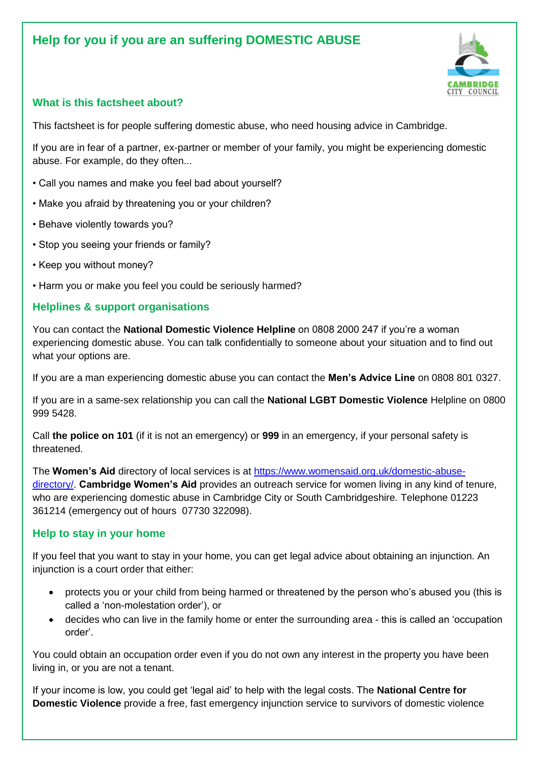# Help for you if you are an suffering DOMESTIC ABUSE

## What is this factsheet about?

This factsheet is for people suffering domestic abuse, who need housing advice in Cambridge.

If you are in fear of a partner, ex-partner or member of your family, you might be experiencing domestic abuse. For example, do they often...

- Call you names and make you feel bad about yourself?
- Make you afraid by threatening you or your children?
- Behave violently towards you?
- Stop you seeing your friends or family?
- Keep you without money?
- Harm you or make you feel you could be seriously harmed?

## Helplines & support organisations

You can contact the **National Domestic Violence Helpline** on 0808 2000 247 if you're a woman experiencing domestic abuse. You can talk confidentially to someone about your situation and to find out what your options are.

If you are a man experiencing domestic abuse you can contact the **Men's Advice Line** on 0808 801 0327.

If you are in a same-sex relationship you can call the **National LGBT Domestic Violence** Helpline on 0800 999 5428.

Call **the police on 101** (if it is not an emergency) or **999** in an emergency, if your personal safety is threatened.

The **Women's Aid** directory of local services is at [https://www.womensaid.org.uk/domestic-abuse-directory/](https://www.womensaid.org.uk/domestic-abuse-directory/). **Cambridge Women's Aid** provides an outreach service for women living in any kind of tenure, who are experiencing domestic abuse in Cambridge City or South Cambridgeshire. Telephone 01223 361214 (emergency out of hours 07730 322098).

## Help to stay in your home

If you feel that you want to stay in your home, you can get legal advice about obtaining an injunction. An injunction is a court order that either:

- protects you or your child from being harmed or threatened by the person who's abused you (this is called a 'non-molestation order'), or
- decides who can live in the family home or enter the surrounding area - this is called an 'occupation order'.

You could obtain an occupation order even if you do not own any interest in the property you have been living in, or you are not a tenant.

If your income is low, you could get 'legal aid' to help with the legal costs. The **National Centre for Domestic Violence** provide a free, fast emergency injunction service to survivors of domestic violence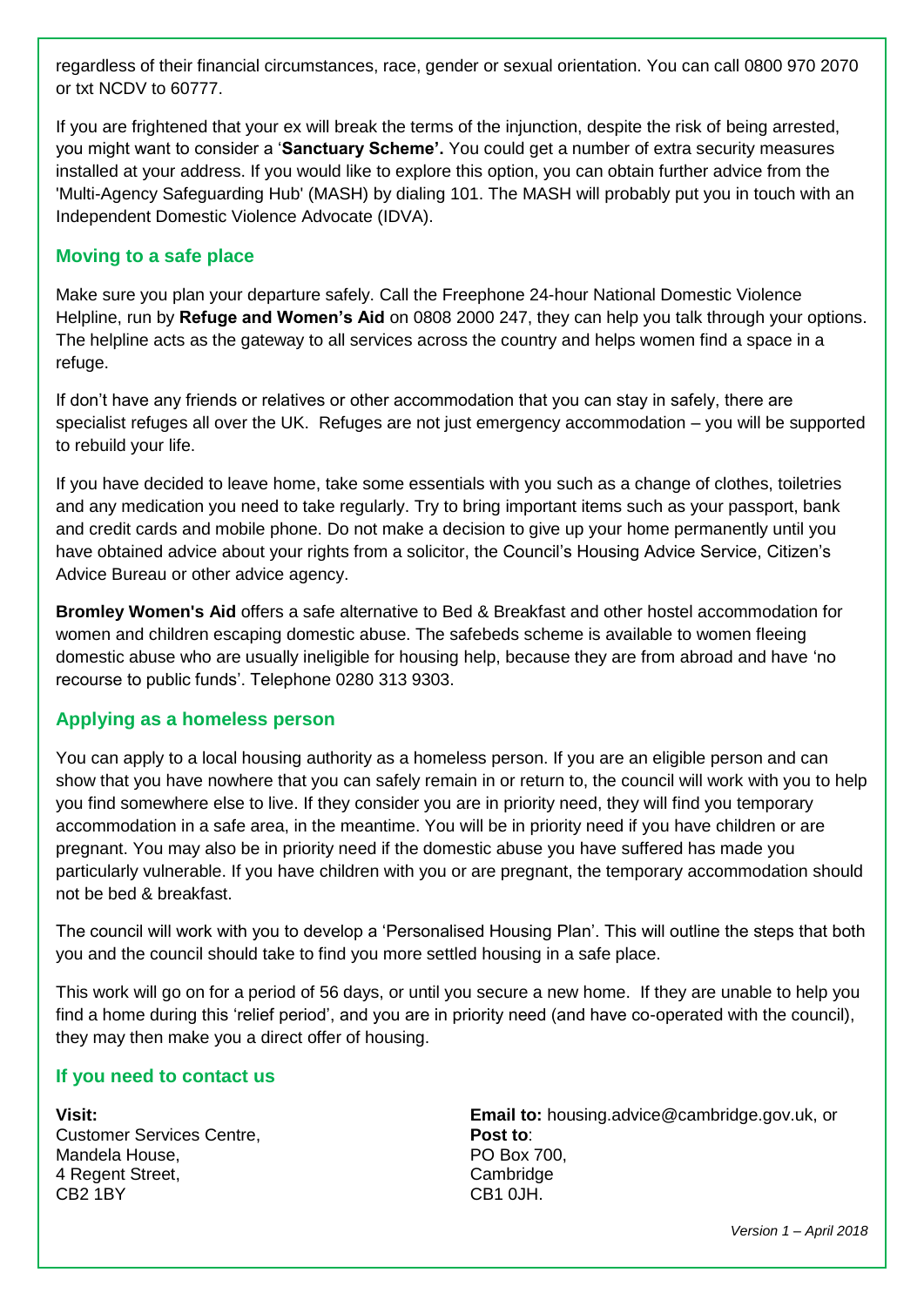regardless of their financial circumstances, race, gender or sexual orientation. You can call 0800 970 2070 or txt NCDV to 60777.

If you are frightened that your ex will break the terms of the injunction, despite the risk of being arrested, you might want to consider a '**Sanctuary Scheme'.** You could get a number of extra security measures installed at your address. If you would like to explore this option, you can obtain further advice from the 'Multi-Agency Safeguarding Hub' (MASH) by dialing 101. The MASH will probably put you in touch with an Independent Domestic Violence Advocate (IDVA).

## Moving to a safe place

Make sure you plan your departure safely. Call the Freephone 24-hour National Domestic Violence Helpline, run by **Refuge and Women's Aid** on 0808 2000 247, they can help you talk through your options. The helpline acts as the gateway to all services across the country and helps women find a space in a refuge.

If don't have any friends or relatives or other accommodation that you can stay in safely, there are specialist refuges all over the UK. Refuges are not just emergency accommodation – you will be supported to rebuild your life.

If you have decided to leave home, take some essentials with you such as a change of clothes, toiletries and any medication you need to take regularly. Try to bring important items such as your passport, bank and credit cards and mobile phone. Do not make a decision to give up your home permanently until you have obtained advice about your rights from a solicitor, the Council's Housing Advice Service, Citizen's Advice Bureau or other advice agency.

**Bromley Women's Aid** offers a safe alternative to Bed & Breakfast and other hostel accommodation for women and children escaping domestic abuse. The safebeds scheme is available to women fleeing domestic abuse who are usually ineligible for housing help, because they are from abroad and have 'no recourse to public funds'. Telephone 0280 313 9303.

## Applying as a homeless person

You can apply to a local housing authority as a homeless person. If you are an eligible person and can show that you have nowhere that you can safely remain in or return to, the council will work with you to help you find somewhere else to live. If they consider you are in priority need, they will find you temporary accommodation in a safe area, in the meantime. You will be in priority need if you have children or are pregnant. You may also be in priority need if the domestic abuse you have suffered has made you particularly vulnerable. If you have children with you or are pregnant, the temporary accommodation should not be bed & breakfast.

The council will work with you to develop a 'Personalised Housing Plan'. This will outline the steps that both you and the council should take to find you more settled housing in a safe place.

This work will go on for a period of 56 days, or until you secure a new home. If they are unable to help you find a home during this 'relief period', and you are in priority need (and have co-operated with the council), they may then make you a direct offer of housing.

## If you need to contact us

**Visit:**
Customer Services Centre,
Mandela House,
4 Regent Street,
CB2 1BY

**Email to:** housing.advice@cambridge.gov.uk, or
**Post to**:
PO Box 700,
Cambridge
CB1 0JH.

*Version 1 – April 2018*